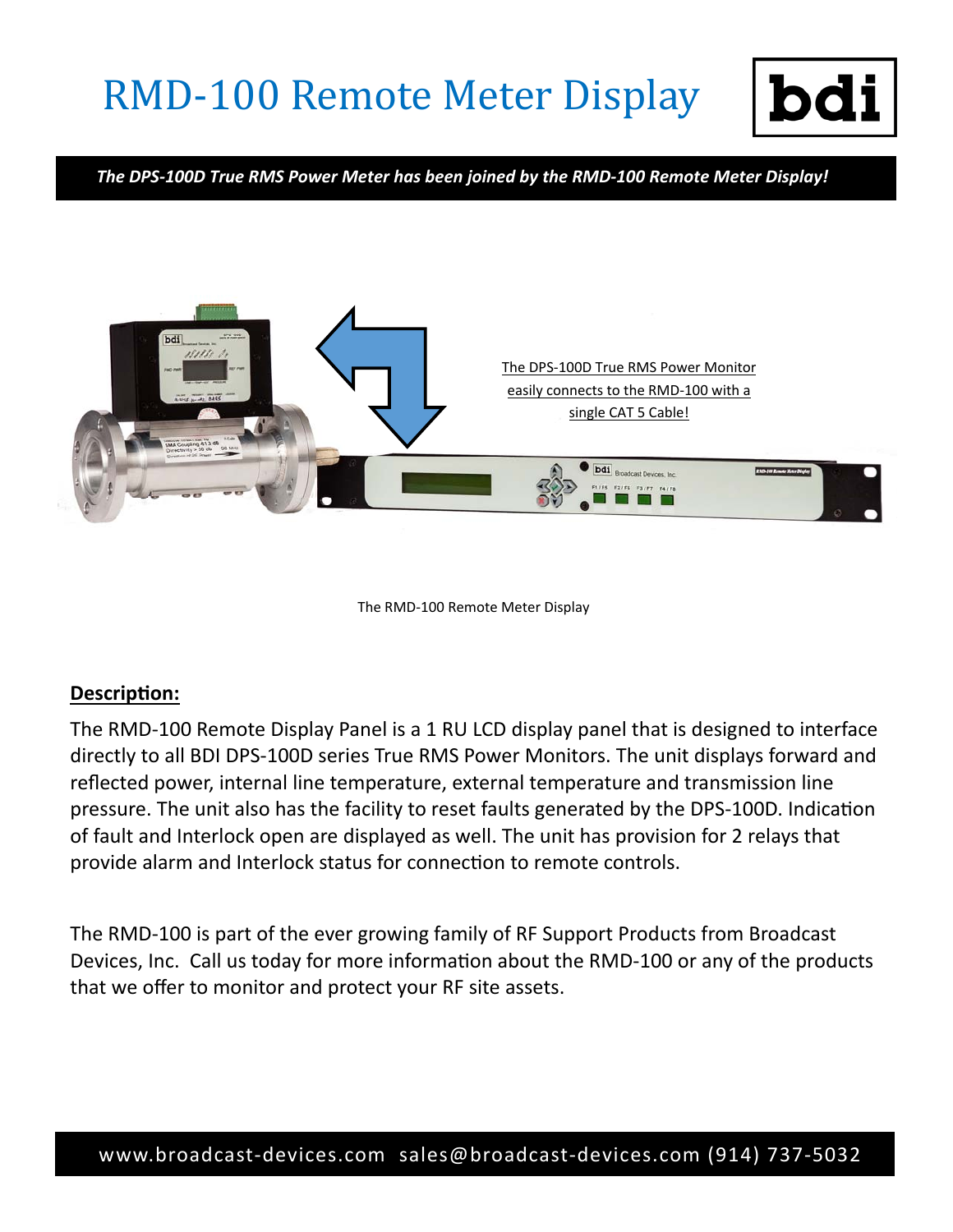# RMD-100 Remote Meter Display

bdi

***The DPS-100D True RMS Power Meter has been joined by the RMD-100 Remote Meter Display!***

The DPS-100D True RMS Power Monitor easily connects to the RMD-100 with a single CAT 5 Cable!

The RMD-100 Remote Meter Display

**Description:**

The RMD-100 Remote Display Panel is a 1 RU LCD display panel that is designed to interface directly to all BDI DPS-100D series True RMS Power Monitors. The unit displays forward and reflected power, internal line temperature, external temperature and transmission line pressure. The unit also has the facility to reset faults generated by the DPS-100D. Indication of fault and Interlock open are displayed as well. The unit has provision for 2 relays that provide alarm and Interlock status for connection to remote controls.

The RMD-100 is part of the ever growing family of RF Support Products from Broadcast Devices, Inc. Call us today for more information about the RMD-100 or any of the products that we offer to monitor and protect your RF site assets.

www.broadcast-devices.com sales@broadcast-devices.com (914) 737-5032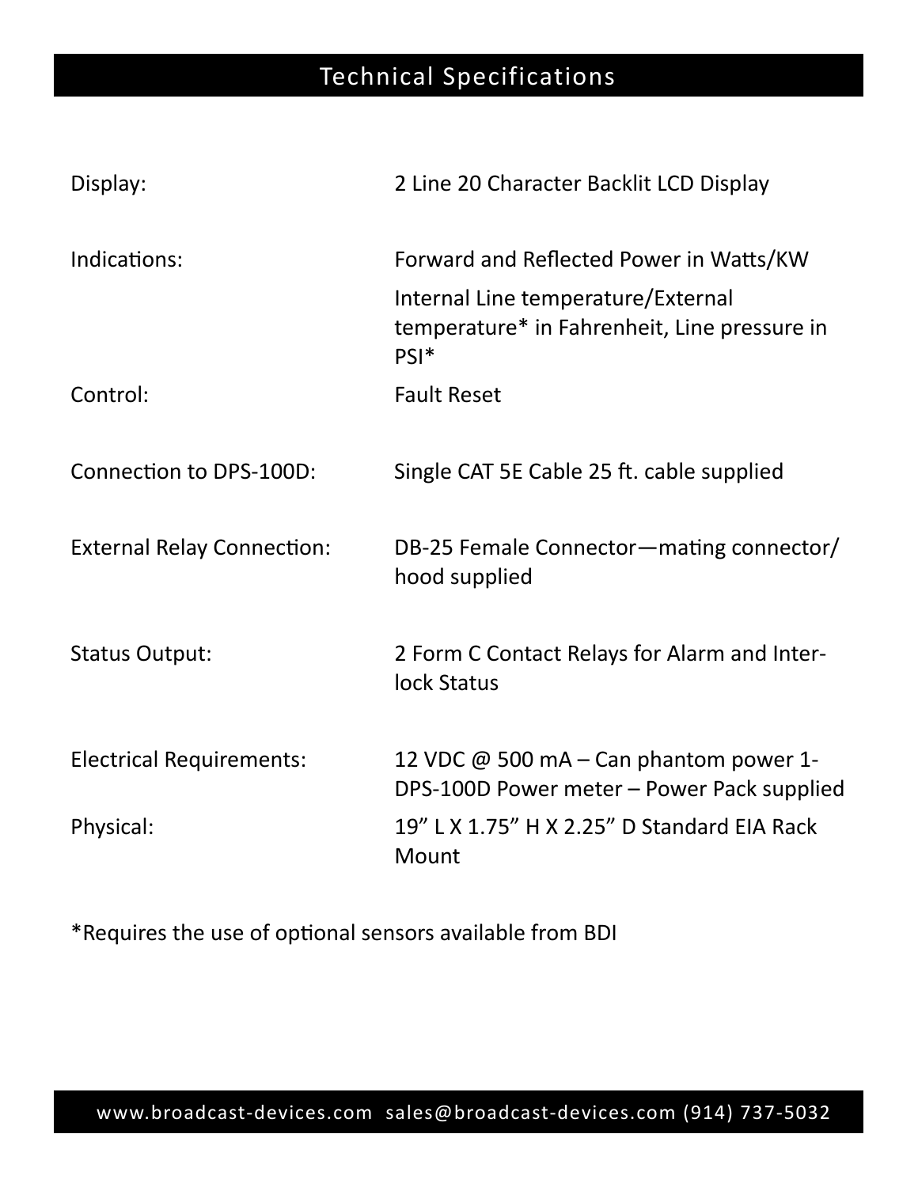## Technical Specifications

| | |
|---|---|
| Display: | 2 Line 20 Character Backlit LCD Display |
| Indications: | Forward and Reflected Power in Watts/KW<br>Internal Line temperature/External temperature* in Fahrenheit, Line pressure in PSI* |
| Control: | Fault Reset |
| Connection to DPS-100D: | Single CAT 5E Cable 25 ft. cable supplied |
| External Relay Connection: | DB-25 Female Connector—mating connector/ hood supplied |
| Status Output: | 2 Form C Contact Relays for Alarm and Interlock Status |
| Electrical Requirements: | 12 VDC @ 500 mA – Can phantom power 1-DPS-100D Power meter – Power Pack supplied |
| Physical: | 19” L X 1.75” H X 2.25” D Standard EIA Rack Mount |

*Requires the use of optional sensors available from BDI

www.broadcast-devices.com sales@broadcast-devices.com (914) 737-5032